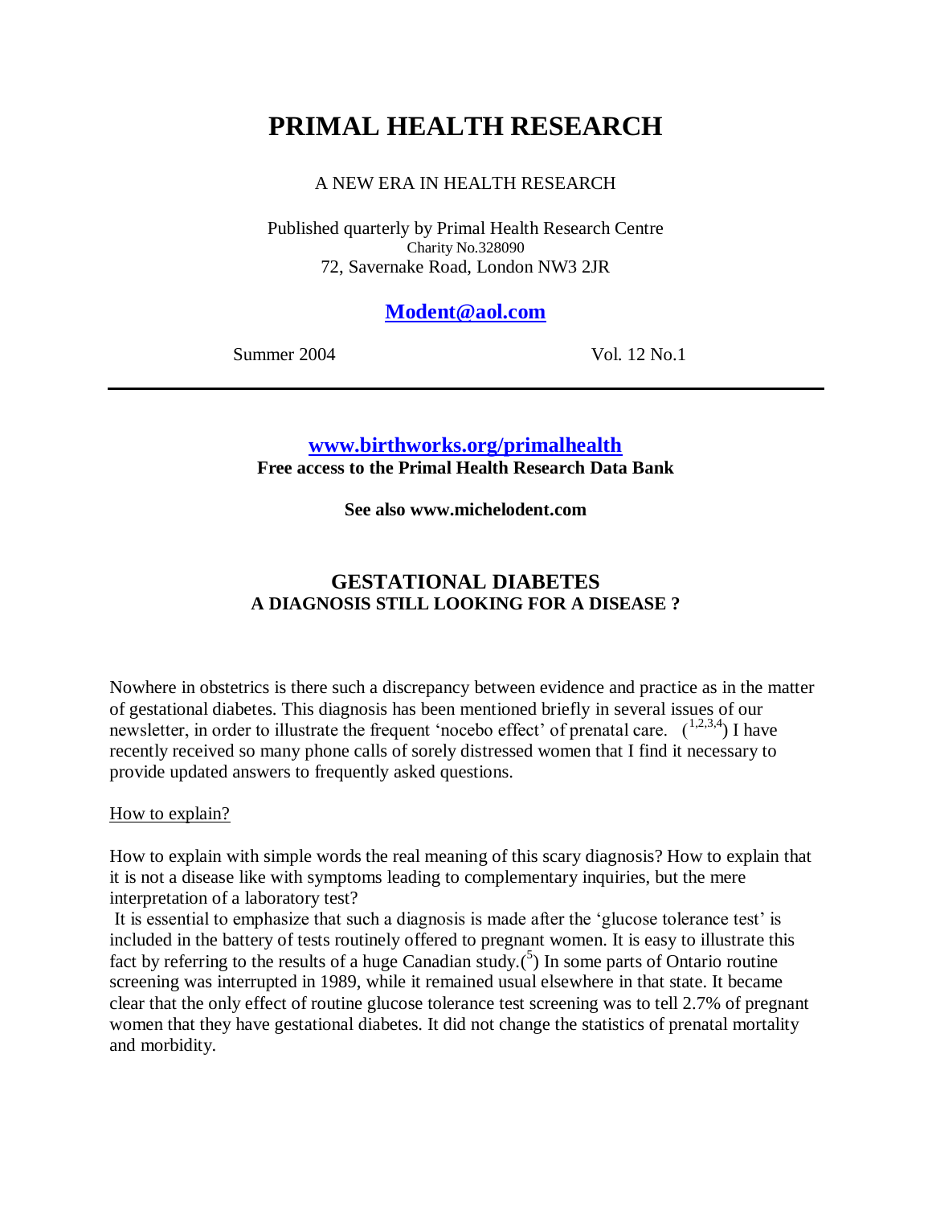# PRIMAL HEALTH RESEARCH

A NEW ERA IN HEALTH RESEARCH

Published quarterly by Primal Health Research Centre
Charity No.328090
72, Savernake Road, London NW3 2JR

**Modent@aol.com**

Summer 2004 Vol. 12 No.1

---

**www.birthworks.org/primalhealth**
**Free access to the Primal Health Research Data Bank**

**See also www.michelodent.com**

## GESTATIONAL DIABETES
### A DIAGNOSIS STILL LOOKING FOR A DISEASE ?

Nowhere in obstetrics is there such a discrepancy between evidence and practice as in the matter of gestational diabetes. This diagnosis has been mentioned briefly in several issues of our newsletter, in order to illustrate the frequent 'nocebo effect' of prenatal care. ([1,2,3,4]) I have recently received so many phone calls of sorely distressed women that I find it necessary to provide updated answers to frequently asked questions.

How to explain?

How to explain with simple words the real meaning of this scary diagnosis? How to explain that it is not a disease like with symptoms leading to complementary inquiries, but the mere interpretation of a laboratory test?

It is essential to emphasize that such a diagnosis is made after the 'glucose tolerance test' is included in the battery of tests routinely offered to pregnant women. It is easy to illustrate this fact by referring to the results of a huge Canadian study.([5]) In some parts of Ontario routine screening was interrupted in 1989, while it remained usual elsewhere in that state. It became clear that the only effect of routine glucose tolerance test screening was to tell 2.7% of pregnant women that they have gestational diabetes. It did not change the statistics of prenatal mortality and morbidity.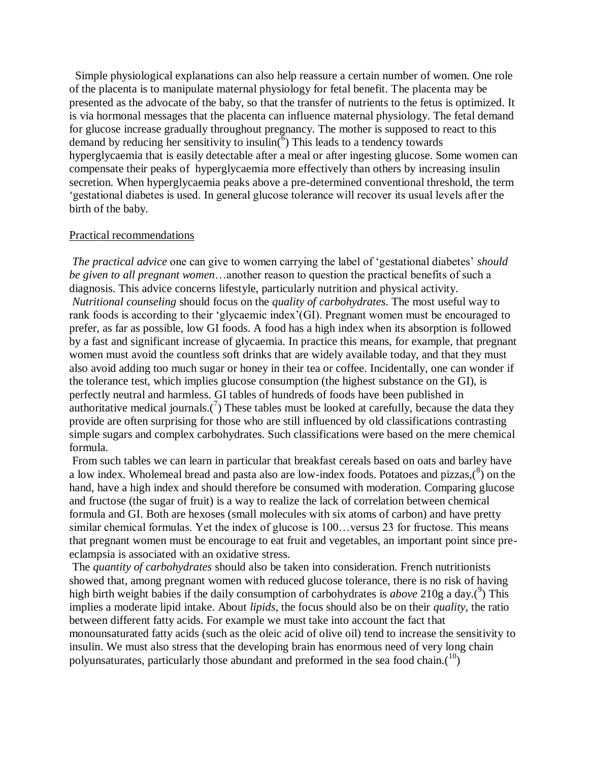Simple physiological explanations can also help reassure a certain number of women. One role of the placenta is to manipulate maternal physiology for fetal benefit. The placenta may be presented as the advocate of the baby, so that the transfer of nutrients to the fetus is optimized. It is via hormonal messages that the placenta can influence maternal physiology. The fetal demand for glucose increase gradually throughout pregnancy. The mother is supposed to react to this demand by reducing her sensitivity to insulin([6]) This leads to a tendency towards hyperglycaemia that is easily detectable after a meal or after ingesting glucose. Some women can compensate their peaks of hyperglycaemia more effectively than others by increasing insulin secretion. When hyperglycaemia peaks above a pre-determined conventional threshold, the term 'gestational diabetes is used. In general glucose tolerance will recover its usual levels after the birth of the baby.

## Practical recommendations

*The practical advice* one can give to women carrying the label of 'gestational diabetes' *should be given to all pregnant women*…another reason to question the practical benefits of such a diagnosis. This advice concerns lifestyle, particularly nutrition and physical activity.

*Nutritional counseling* should focus on the *quality of carbohydrates*. The most useful way to rank foods is according to their 'glycaemic index'(GI). Pregnant women must be encouraged to prefer, as far as possible, low GI foods. A food has a high index when its absorption is followed by a fast and significant increase of glycaemia. In practice this means, for example, that pregnant women must avoid the countless soft drinks that are widely available today, and that they must also avoid adding too much sugar or honey in their tea or coffee. Incidentally, one can wonder if the tolerance test, which implies glucose consumption (the highest substance on the GI), is perfectly neutral and harmless. GI tables of hundreds of foods have been published in authoritative medical journals.([7]) These tables must be looked at carefully, because the data they provide are often surprising for those who are still influenced by old classifications contrasting simple sugars and complex carbohydrates. Such classifications were based on the mere chemical formula.

From such tables we can learn in particular that breakfast cereals based on oats and barley have a low index. Wholemeal bread and pasta also are low-index foods. Potatoes and pizzas,([8]) on the hand, have a high index and should therefore be consumed with moderation. Comparing glucose and fructose (the sugar of fruit) is a way to realize the lack of correlation between chemical formula and GI. Both are hexoses (small molecules with six atoms of carbon) and have pretty similar chemical formulas. Yet the index of glucose is 100…versus 23 for fructose. This means that pregnant women must be encourage to eat fruit and vegetables, an important point since pre-eclampsia is associated with an oxidative stress.

The *quantity of carbohydrates* should also be taken into consideration. French nutritionists showed that, among pregnant women with reduced glucose tolerance, there is no risk of having high birth weight babies if the daily consumption of carbohydrates is *above* 210g a day.([9]) This implies a moderate lipid intake. About *lipids*, the focus should also be on their *quality*, the ratio between different fatty acids. For example we must take into account the fact that monounsaturated fatty acids (such as the oleic acid of olive oil) tend to increase the sensitivity to insulin. We must also stress that the developing brain has enormous need of very long chain polyunsaturates, particularly those abundant and preformed in the sea food chain.([10])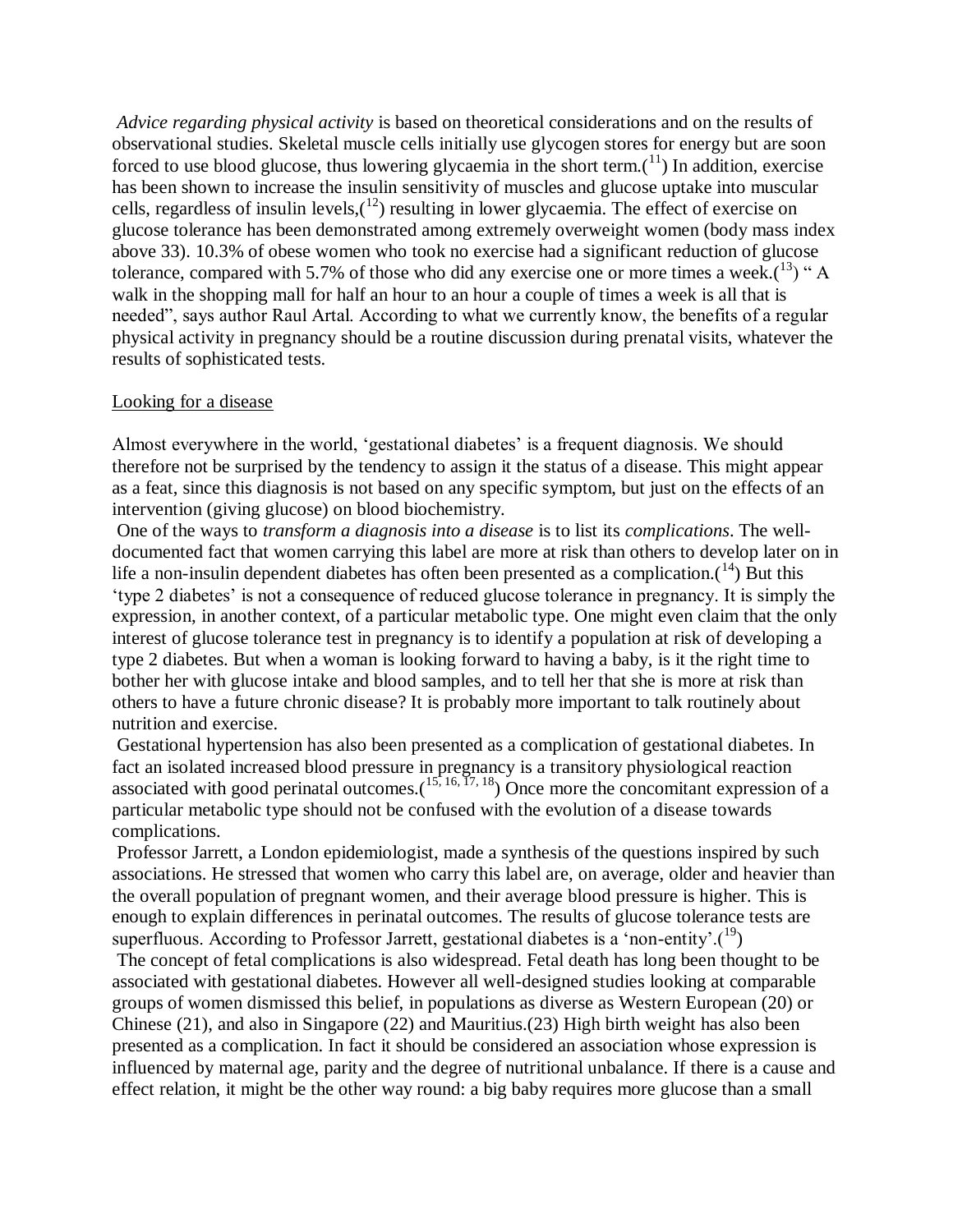*Advice regarding physical activity* is based on theoretical considerations and on the results of observational studies. Skeletal muscle cells initially use glycogen stores for energy but are soon forced to use blood glucose, thus lowering glycaemia in the short term.([11]) In addition, exercise has been shown to increase the insulin sensitivity of muscles and glucose uptake into muscular cells, regardless of insulin levels,([12]) resulting in lower glycaemia. The effect of exercise on glucose tolerance has been demonstrated among extremely overweight women (body mass index above 33). 10.3% of obese women who took no exercise had a significant reduction of glucose tolerance, compared with 5.7% of those who did any exercise one or more times a week.([13]) " A walk in the shopping mall for half an hour to an hour a couple of times a week is all that is needed", says author Raul Artal. According to what we currently know, the benefits of a regular physical activity in pregnancy should be a routine discussion during prenatal visits, whatever the results of sophisticated tests.

## Looking for a disease

Almost everywhere in the world, 'gestational diabetes' is a frequent diagnosis. We should therefore not be surprised by the tendency to assign it the status of a disease. This might appear as a feat, since this diagnosis is not based on any specific symptom, but just on the effects of an intervention (giving glucose) on blood biochemistry.

One of the ways to *transform a diagnosis into a disease* is to list its *complications*. The well-documented fact that women carrying this label are more at risk than others to develop later on in life a non-insulin dependent diabetes has often been presented as a complication.([14]) But this 'type 2 diabetes' is not a consequence of reduced glucose tolerance in pregnancy. It is simply the expression, in another context, of a particular metabolic type. One might even claim that the only interest of glucose tolerance test in pregnancy is to identify a population at risk of developing a type 2 diabetes. But when a woman is looking forward to having a baby, is it the right time to bother her with glucose intake and blood samples, and to tell her that she is more at risk than others to have a future chronic disease? It is probably more important to talk routinely about nutrition and exercise.

Gestational hypertension has also been presented as a complication of gestational diabetes. In fact an isolated increased blood pressure in pregnancy is a transitory physiological reaction associated with good perinatal outcomes.([15, 16, 17, 18]) Once more the concomitant expression of a particular metabolic type should not be confused with the evolution of a disease towards complications.

Professor Jarrett, a London epidemiologist, made a synthesis of the questions inspired by such associations. He stressed that women who carry this label are, on average, older and heavier than the overall population of pregnant women, and their average blood pressure is higher. This is enough to explain differences in perinatal outcomes. The results of glucose tolerance tests are superfluous. According to Professor Jarrett, gestational diabetes is a 'non-entity'.([19])

The concept of fetal complications is also widespread. Fetal death has long been thought to be associated with gestational diabetes. However all well-designed studies looking at comparable groups of women dismissed this belief, in populations as diverse as Western European (20) or Chinese (21), and also in Singapore (22) and Mauritius.(23) High birth weight has also been presented as a complication. In fact it should be considered an association whose expression is influenced by maternal age, parity and the degree of nutritional unbalance. If there is a cause and effect relation, it might be the other way round: a big baby requires more glucose than a small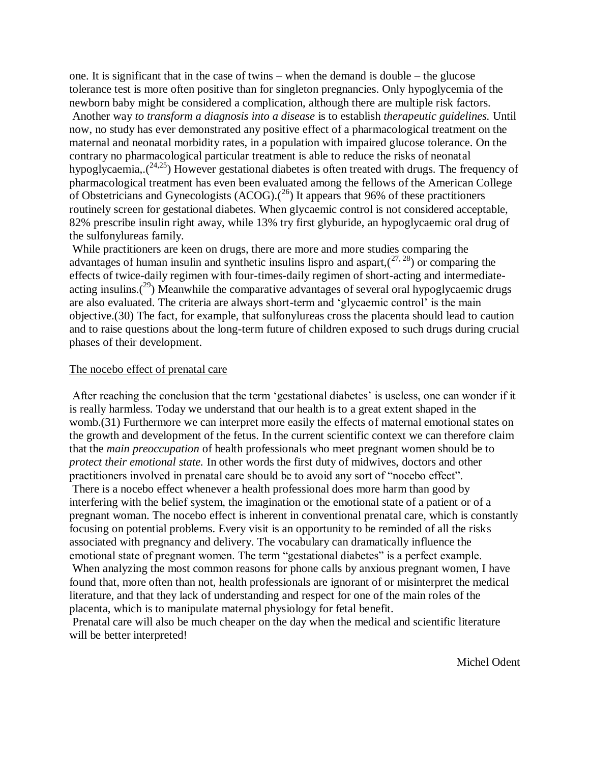one. It is significant that in the case of twins – when the demand is double – the glucose tolerance test is more often positive than for singleton pregnancies. Only hypoglycemia of the newborn baby might be considered a complication, although there are multiple risk factors.

Another way *to transform a diagnosis into a disease* is to establish *therapeutic guidelines.* Until now, no study has ever demonstrated any positive effect of a pharmacological treatment on the maternal and neonatal morbidity rates, in a population with impaired glucose tolerance. On the contrary no pharmacological particular treatment is able to reduce the risks of neonatal hypoglycaemia,.([24,25]) However gestational diabetes is often treated with drugs. The frequency of pharmacological treatment has even been evaluated among the fellows of the American College of Obstetricians and Gynecologists (ACOG).([26]) It appears that 96% of these practitioners routinely screen for gestational diabetes. When glycaemic control is not considered acceptable, 82% prescribe insulin right away, while 13% try first glyburide, an hypoglycaemic oral drug of the sulfonylureas family.

While practitioners are keen on drugs, there are more and more studies comparing the advantages of human insulin and synthetic insulins lispro and aspart,([27, 28]) or comparing the effects of twice-daily regimen with four-times-daily regimen of short-acting and intermediate-acting insulins.([29]) Meanwhile the comparative advantages of several oral hypoglycaemic drugs are also evaluated. The criteria are always short-term and 'glycaemic control' is the main objective.(30) The fact, for example, that sulfonylureas cross the placenta should lead to caution and to raise questions about the long-term future of children exposed to such drugs during crucial phases of their development.

## The nocebo effect of prenatal care

After reaching the conclusion that the term 'gestational diabetes' is useless, one can wonder if it is really harmless. Today we understand that our health is to a great extent shaped in the womb.(31) Furthermore we can interpret more easily the effects of maternal emotional states on the growth and development of the fetus. In the current scientific context we can therefore claim that the *main preoccupation* of health professionals who meet pregnant women should be to *protect their emotional state.* In other words the first duty of midwives, doctors and other practitioners involved in prenatal care should be to avoid any sort of "nocebo effect".

There is a nocebo effect whenever a health professional does more harm than good by interfering with the belief system, the imagination or the emotional state of a patient or of a pregnant woman. The nocebo effect is inherent in conventional prenatal care, which is constantly focusing on potential problems. Every visit is an opportunity to be reminded of all the risks associated with pregnancy and delivery. The vocabulary can dramatically influence the emotional state of pregnant women. The term "gestational diabetes" is a perfect example.

When analyzing the most common reasons for phone calls by anxious pregnant women, I have found that, more often than not, health professionals are ignorant of or misinterpret the medical literature, and that they lack of understanding and respect for one of the main roles of the placenta, which is to manipulate maternal physiology for fetal benefit.

Prenatal care will also be much cheaper on the day when the medical and scientific literature will be better interpreted!

Michel Odent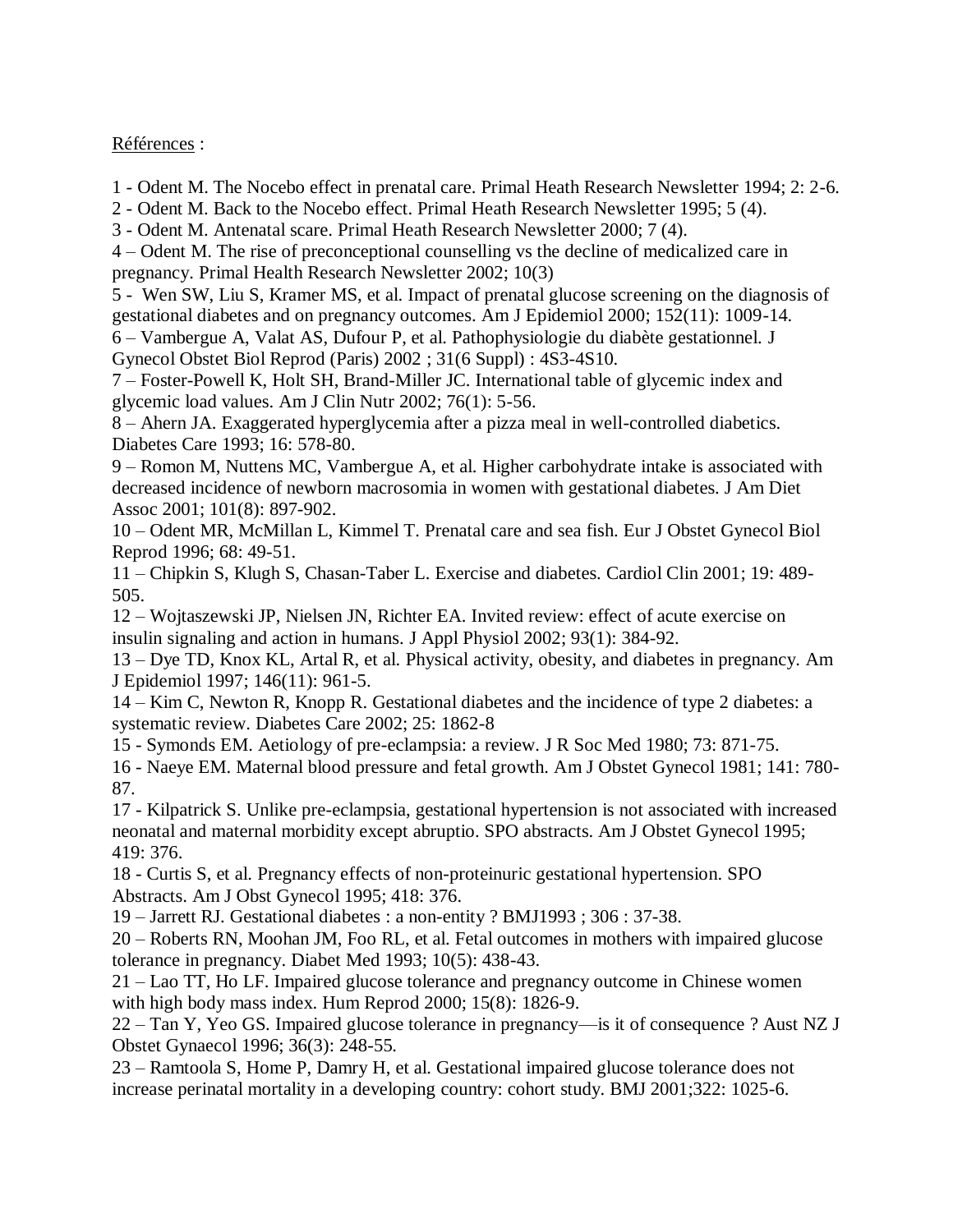Références :

1 - Odent M. The Nocebo effect in prenatal care. Primal Heath Research Newsletter 1994; 2: 2-6.

2 - Odent M. Back to the Nocebo effect. Primal Heath Research Newsletter 1995; 5 (4).

3 - Odent M. Antenatal scare. Primal Heath Research Newsletter 2000; 7 (4).

4 – Odent M. The rise of preconceptional counselling vs the decline of medicalized care in pregnancy. Primal Health Research Newsletter 2002; 10(3)

5 - Wen SW, Liu S, Kramer MS, et al. Impact of prenatal glucose screening on the diagnosis of gestational diabetes and on pregnancy outcomes. Am J Epidemiol 2000; 152(11): 1009-14.

6 – Vambergue A, Valat AS, Dufour P, et al. Pathophysiologie du diabète gestationnel. J Gynecol Obstet Biol Reprod (Paris) 2002 ; 31(6 Suppl) : 4S3-4S10.

7 – Foster-Powell K, Holt SH, Brand-Miller JC. International table of glycemic index and glycemic load values. Am J Clin Nutr 2002; 76(1): 5-56.

8 – Ahern JA. Exaggerated hyperglycemia after a pizza meal in well-controlled diabetics. Diabetes Care 1993; 16: 578-80.

9 – Romon M, Nuttens MC, Vambergue A, et al. Higher carbohydrate intake is associated with decreased incidence of newborn macrosomia in women with gestational diabetes. J Am Diet Assoc 2001; 101(8): 897-902.

10 – Odent MR, McMillan L, Kimmel T. Prenatal care and sea fish. Eur J Obstet Gynecol Biol Reprod 1996; 68: 49-51.

11 – Chipkin S, Klugh S, Chasan-Taber L. Exercise and diabetes. Cardiol Clin 2001; 19: 489-505.

12 – Wojtaszewski JP, Nielsen JN, Richter EA. Invited review: effect of acute exercise on insulin signaling and action in humans. J Appl Physiol 2002; 93(1): 384-92.

13 – Dye TD, Knox KL, Artal R, et al. Physical activity, obesity, and diabetes in pregnancy. Am J Epidemiol 1997; 146(11): 961-5.

14 – Kim C, Newton R, Knopp R. Gestational diabetes and the incidence of type 2 diabetes: a systematic review. Diabetes Care 2002; 25: 1862-8

15 - Symonds EM. Aetiology of pre-eclampsia: a review. J R Soc Med 1980; 73: 871-75.

16 - Naeye EM. Maternal blood pressure and fetal growth. Am J Obstet Gynecol 1981; 141: 780-87.

17 - Kilpatrick S. Unlike pre-eclampsia, gestational hypertension is not associated with increased neonatal and maternal morbidity except abruptio. SPO abstracts. Am J Obstet Gynecol 1995; 419: 376.

18 - Curtis S, et al. Pregnancy effects of non-proteinuric gestational hypertension. SPO Abstracts. Am J Obst Gynecol 1995; 418: 376.

19 – Jarrett RJ. Gestational diabetes : a non-entity ? BMJ1993 ; 306 : 37-38.

20 – Roberts RN, Moohan JM, Foo RL, et al. Fetal outcomes in mothers with impaired glucose tolerance in pregnancy. Diabet Med 1993; 10(5): 438-43.

21 – Lao TT, Ho LF. Impaired glucose tolerance and pregnancy outcome in Chinese women with high body mass index. Hum Reprod 2000; 15(8): 1826-9.

22 – Tan Y, Yeo GS. Impaired glucose tolerance in pregnancy—is it of consequence ? Aust NZ J Obstet Gynaecol 1996; 36(3): 248-55.

23 – Ramtoola S, Home P, Damry H, et al. Gestational impaired glucose tolerance does not increase perinatal mortality in a developing country: cohort study. BMJ 2001;322: 1025-6.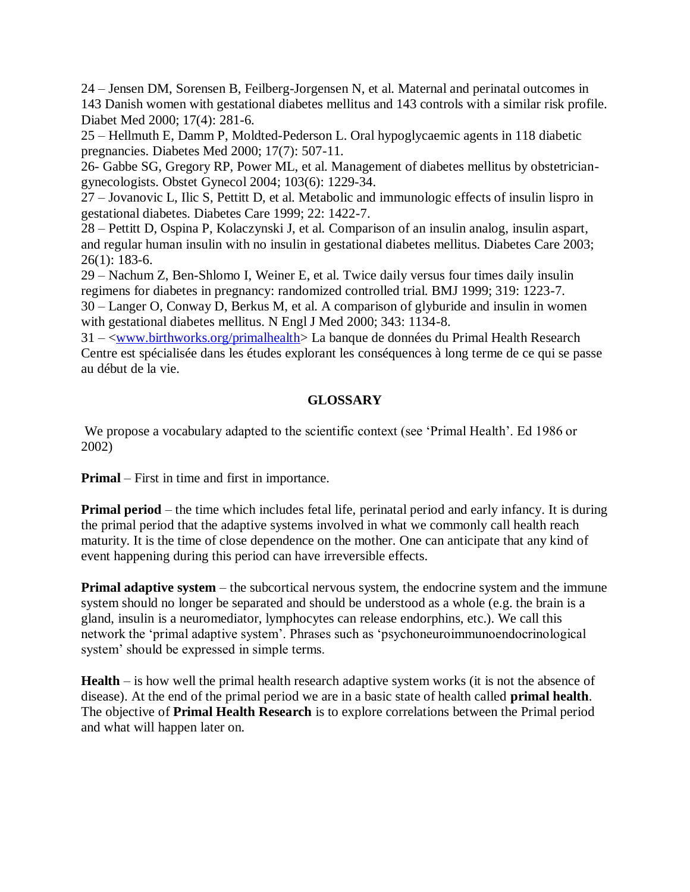24 – Jensen DM, Sorensen B, Feilberg-Jorgensen N, et al. Maternal and perinatal outcomes in 143 Danish women with gestational diabetes mellitus and 143 controls with a similar risk profile. Diabet Med 2000; 17(4): 281-6.

25 – Hellmuth E, Damm P, Moldted-Pederson L. Oral hypoglycaemic agents in 118 diabetic pregnancies. Diabetes Med 2000; 17(7): 507-11.

26- Gabbe SG, Gregory RP, Power ML, et al. Management of diabetes mellitus by obstetrician-gynecologists. Obstet Gynecol 2004; 103(6): 1229-34.

27 – Jovanovic L, Ilic S, Pettitt D, et al. Metabolic and immunologic effects of insulin lispro in gestational diabetes. Diabetes Care 1999; 22: 1422-7.

28 – Pettitt D, Ospina P, Kolaczynski J, et al. Comparison of an insulin analog, insulin aspart, and regular human insulin with no insulin in gestational diabetes mellitus. Diabetes Care 2003; 26(1): 183-6.

29 – Nachum Z, Ben-Shlomo I, Weiner E, et al. Twice daily versus four times daily insulin regimens for diabetes in pregnancy: randomized controlled trial. BMJ 1999; 319: 1223-7.

30 – Langer O, Conway D, Berkus M, et al. A comparison of glyburide and insulin in women with gestational diabetes mellitus. N Engl J Med 2000; 343: 1134-8.

31 – <www.birthworks.org/primalhealth> La banque de données du Primal Health Research Centre est spécialisée dans les études explorant les conséquences à long terme de ce qui se passe au début de la vie.

## GLOSSARY

We propose a vocabulary adapted to the scientific context (see 'Primal Health'. Ed 1986 or 2002)

**Primal** – First in time and first in importance.

**Primal period** – the time which includes fetal life, perinatal period and early infancy. It is during the primal period that the adaptive systems involved in what we commonly call health reach maturity. It is the time of close dependence on the mother. One can anticipate that any kind of event happening during this period can have irreversible effects.

**Primal adaptive system** – the subcortical nervous system, the endocrine system and the immune system should no longer be separated and should be understood as a whole (e.g. the brain is a gland, insulin is a neuromediator, lymphocytes can release endorphins, etc.). We call this network the 'primal adaptive system'. Phrases such as 'psychoneuroimmunoendocrinological system' should be expressed in simple terms.

**Health** – is how well the primal health research adaptive system works (it is not the absence of disease). At the end of the primal period we are in a basic state of health called **primal health**. The objective of **Primal Health Research** is to explore correlations between the Primal period and what will happen later on.